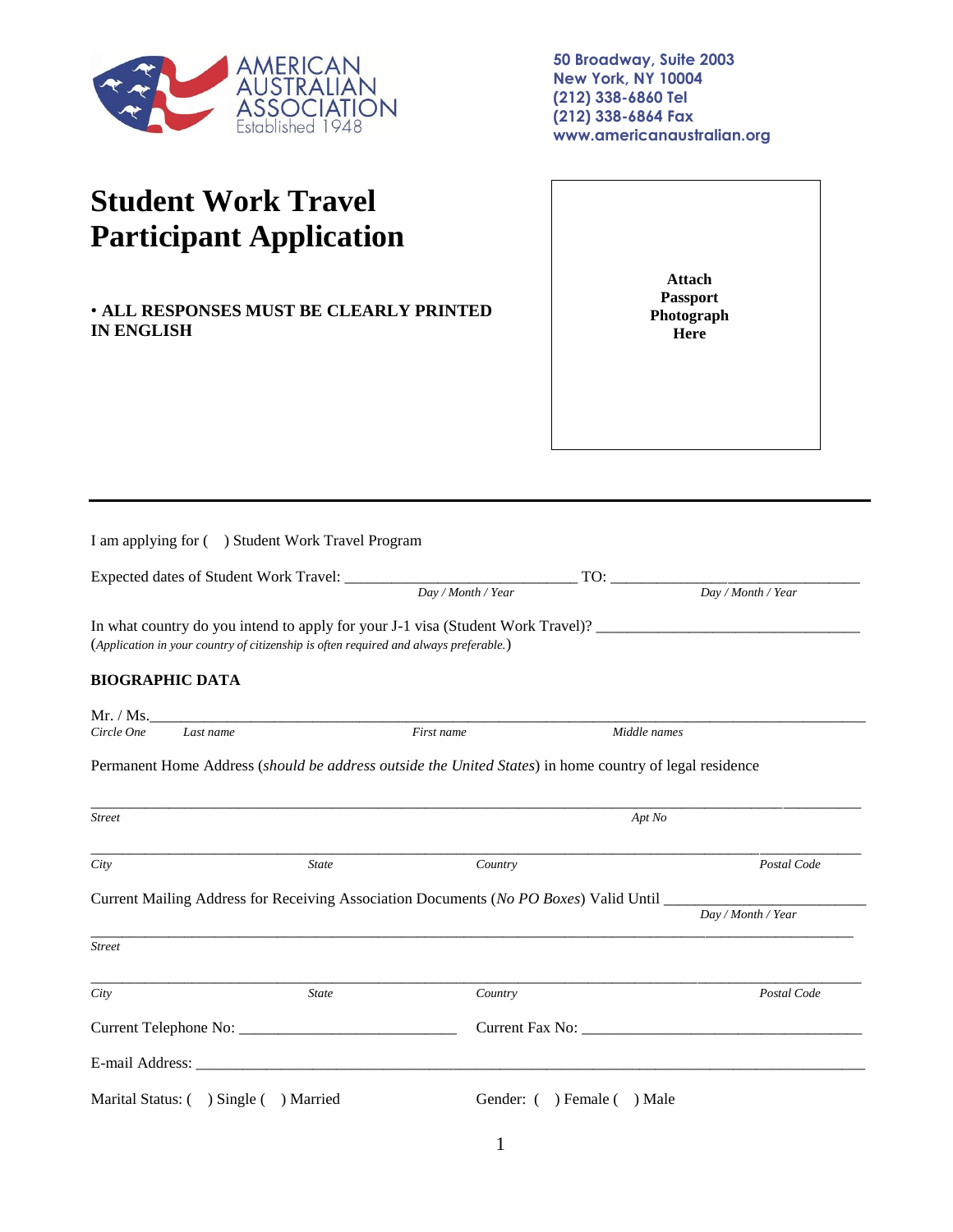AMERICAN AUSTRALIAN ASSOCIATION
Established 1948

50 Broadway, Suite 2003
New York, NY 10004
(212) 338-6860 Tel
(212) 338-6864 Fax
www.americanaustralian.org

# Student Work Travel Participant Application

**• ALL RESPONSES MUST BE CLEARLY PRINTED IN ENGLISH**

**Attach Passport Photograph Here**

---

I am applying for (   ) Student Work Travel Program

Expected dates of Student Work Travel: ____________________________ TO: ________________________________
*Day / Month / Year* *Day / Month / Year*

In what country do you intend to apply for your J-1 visa (Student Work Travel)? ________________________________
(*Application in your country of citizenship is often required and always preferable.*)

**BIOGRAPHIC DATA**

Mr. / Ms.____________________________________________________________________________
*Circle One* *Last name* *First name* *Middle names*

Permanent Home Address (*should be address outside the United States*) in home country of legal residence

______________________________________________________________________________________
*Street* *Apt No*

______________________________________________________________________________________
*City* *State* *Country* *Postal Code*

Current Mailing Address for Receiving Association Documents (*No PO Boxes*) Valid Until ________________________
*Day / Month / Year*

______________________________________________________________________________________
*Street*

______________________________________________________________________________________
*City* *State* *Country* *Postal Code*

Current Telephone No: ___________________________ Current Fax No: ___________________________________

E-mail Address: ______________________________________________________________________________

Marital Status: (   ) Single (   ) Married Gender: (   ) Female (   ) Male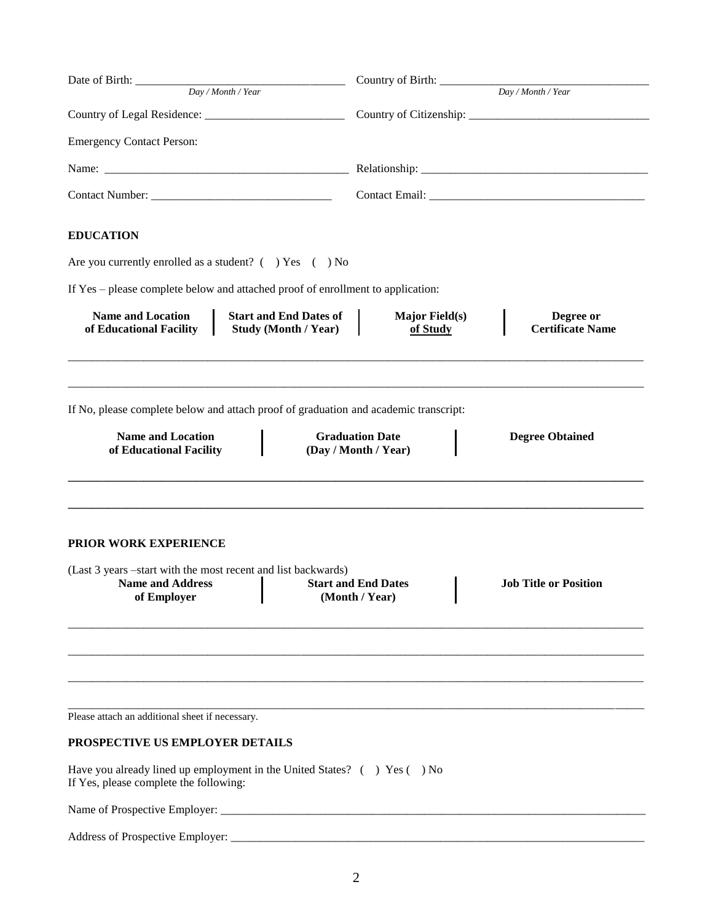Date of Birth: ___________________________________ Country of Birth: ___________________________________
*Day / Month / Year* *Day / Month / Year*

Country of Legal Residence: ________________________ Country of Citizenship: ______________________________

Emergency Contact Person:

Name: __________________________________________ Relationship: _____________________________________

Contact Number: ______________________________ Contact Email: ____________________________________

**EDUCATION**

Are you currently enrolled as a student? ( ) Yes ( ) No

If Yes – please complete below and attached proof of enrollment to application:

| Name and Location of Educational Facility | Start and End Dates of Study (Month / Year) | Major Field(s) of Study | Degree or Certificate Name |
|---|---|---|---|
| | | | |
| | | | |

If No, please complete below and attach proof of graduation and academic transcript:

| Name and Location of Educational Facility | Graduation Date (Day / Month / Year) | Degree Obtained |
|---|---|---|
| | | |
| | | |

**PRIOR WORK EXPERIENCE**

(Last 3 years –start with the most recent and list backwards)

| Name and Address of Employer | Start and End Dates (Month / Year) | Job Title or Position |
|---|---|---|
| | | |
| | | |
| | | |
| | | |

Please attach an additional sheet if necessary.

**PROSPECTIVE US EMPLOYER DETAILS**

Have you already lined up employment in the United States? ( ) Yes ( ) No
If Yes, please complete the following:

Name of Prospective Employer: ___________________________________________________________________________

Address of Prospective Employer: _________________________________________________________________________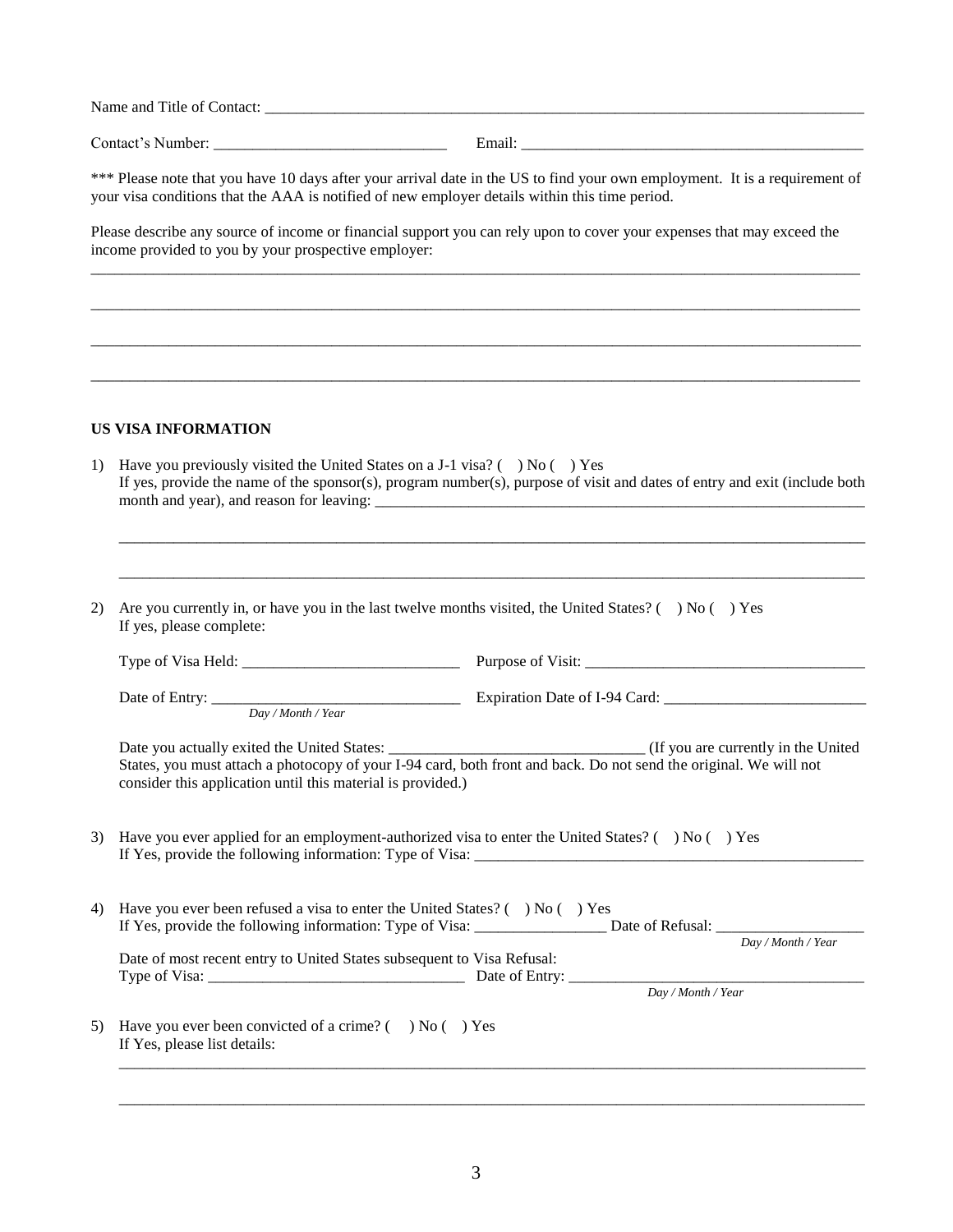Name and Title of Contact: ______________________________________________________________________________

Contact's Number: ______________________________ Email: ____________________________________________

*** Please note that you have 10 days after your arrival date in the US to find your own employment. It is a requirement of your visa conditions that the AAA is notified of new employer details within this time period.

Please describe any source of income or financial support you can rely upon to cover your expenses that may exceed the income provided to you by your prospective employer:

______________________________________________________________________________________________________

______________________________________________________________________________________________________

______________________________________________________________________________________________________

______________________________________________________________________________________________________

**US VISA INFORMATION**

1) Have you previously visited the United States on a J-1 visa? ( ) No ( ) Yes
   If yes, provide the name of the sponsor(s), program number(s), purpose of visit and dates of entry and exit (include both month and year), and reason for leaving: __________________________________________________________________

   ______________________________________________________________________________________________________

   ______________________________________________________________________________________________________

2) Are you currently in, or have you in the last twelve months visited, the United States? ( ) No ( ) Yes
   If yes, please complete:

   Type of Visa Held: ____________________________ Purpose of Visit: ____________________________________

   Date of Entry: _______________________________ Expiration Date of I-94 Card: __________________________
   *Day / Month / Year*

   Date you actually exited the United States: ________________________________ (If you are currently in the United States, you must attach a photocopy of your I-94 card, both front and back. Do not send the original. We will not consider this application until this material is provided.)

3) Have you ever applied for an employment-authorized visa to enter the United States? ( ) No ( ) Yes
   If Yes, provide the following information: Type of Visa: _____________________________________________________

4) Have you ever been refused a visa to enter the United States? ( ) No ( ) Yes
   If Yes, provide the following information: Type of Visa: _________________ Date of Refusal: __________________
   *Day / Month / Year*

   Date of most recent entry to United States subsequent to Visa Refusal:
   Type of Visa: _________________________________ Date of Entry: _____________________________________
   *Day / Month / Year*

5) Have you ever been convicted of a crime? ( ) No ( ) Yes
   If Yes, please list details:

   ______________________________________________________________________________________________________

   ______________________________________________________________________________________________________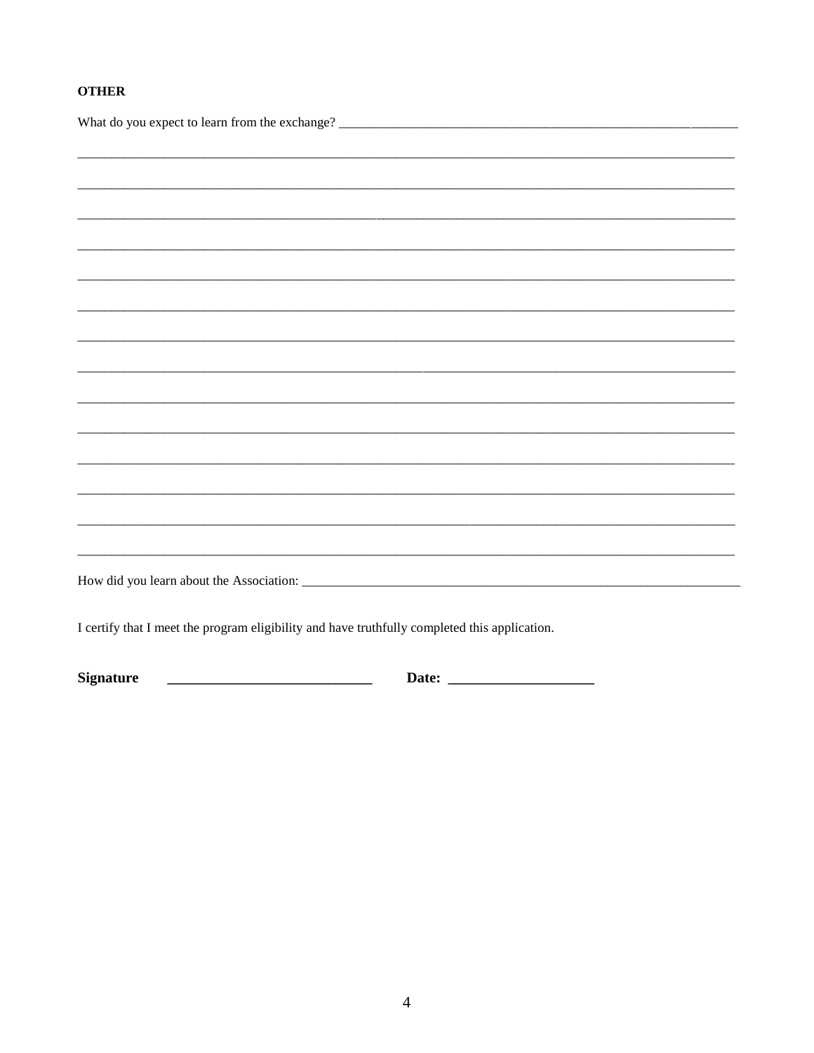**OTHER**

What do you expect to learn from the exchange? ___________________________________________________________

___________________________________________________________________________________________

___________________________________________________________________________________________

___________________________________________________________________________________________

___________________________________________________________________________________________

___________________________________________________________________________________________

___________________________________________________________________________________________

___________________________________________________________________________________________

___________________________________________________________________________________________

___________________________________________________________________________________________

___________________________________________________________________________________________

___________________________________________________________________________________________

___________________________________________________________________________________________

___________________________________________________________________________________________

___________________________________________________________________________________________

How did you learn about the Association: ___________________________________________________________

I certify that I meet the program eligibility and have truthfully completed this application.

**Signature** ____________________________ **Date:** ____________________